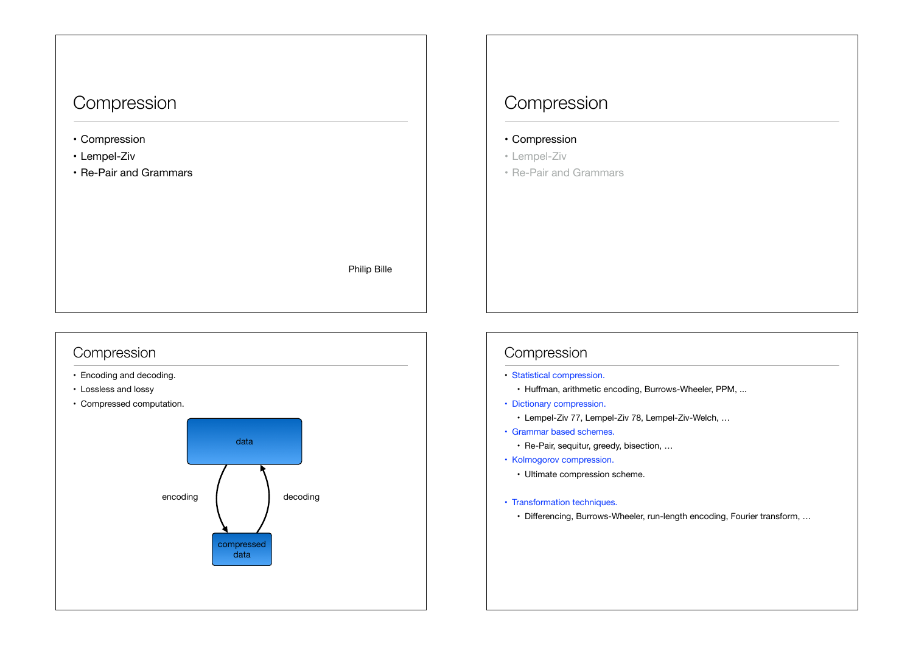# Compression

- Compression
- Lempel-Ziv
- Re-Pair and Grammars

Philip Bille

# Compression

- Compression
- Lempel-Ziv
- Re-Pair and Grammars

## Compression

- Encoding and decoding.
- Lossless and lossy
- Compressed computation.

data

encoding

decoding

compressed data

## Compression

- Statistical compression.
  - Huffman, arithmetic encoding, Burrows-Wheeler, PPM, ...
- Dictionary compression.
  - Lempel-Ziv 77, Lempel-Ziv 78, Lempel-Ziv-Welch, …
- Grammar based schemes.
  - Re-Pair, sequitur, greedy, bisection, …
- Kolmogorov compression.
  - Ultimate compression scheme.
- Transformation techniques.
  - Differencing, Burrows-Wheeler, run-length encoding, Fourier transform, …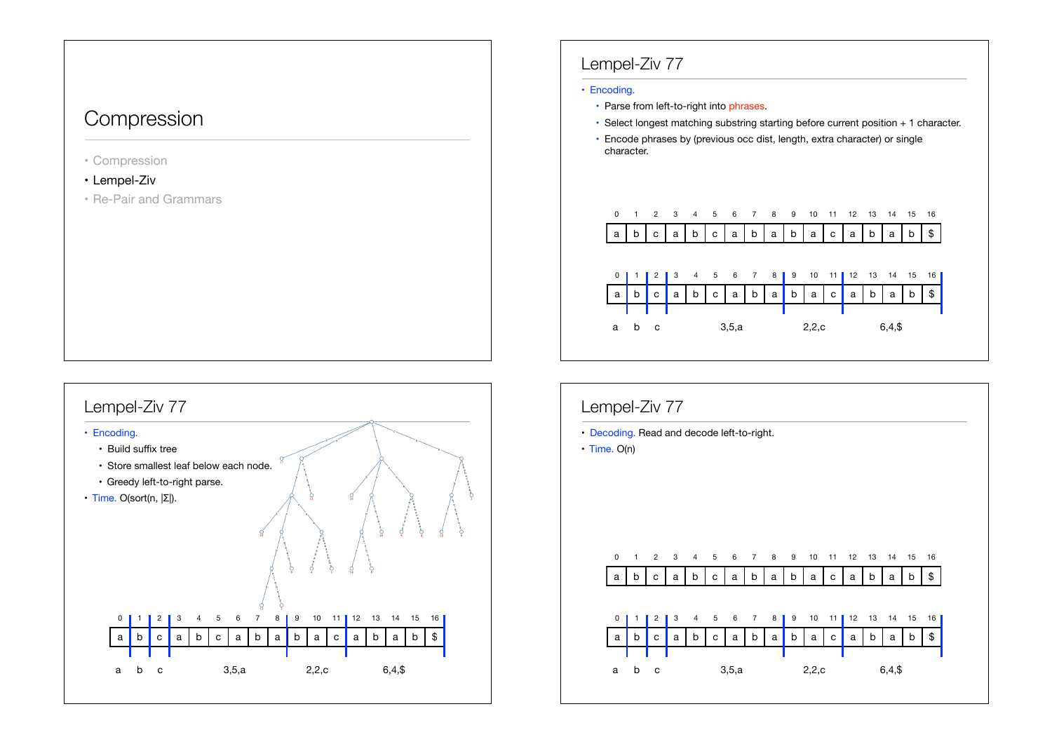# Compression

- Compression
- Lempel-Ziv
- Re-Pair and Grammars

## Lempel-Ziv 77

- Encoding.
  - Parse from left-to-right into phrases.
  - Select longest matching substring starting before current position + 1 character.
  - Encode phrases by (previous occ dist, length, extra character) or single character.

| 0 | 1 | 2 | 3 | 4 | 5 | 6 | 7 | 8 | 9 | 10 | 11 | 12 | 13 | 14 | 15 | 16 |
|---|---|---|---|---|---|---|---|---|---|---|---|---|---|---|---|---|
| a | b | c | a | b | c | a | b | a | b | a | c | a | b | a | b | $ |

| 0 | 1 | 2 | 3 | 4 | 5 | 6 | 7 | 8 | 9 | 10 | 11 | 12 | 13 | 14 | 15 | 16 |
|---|---|---|---|---|---|---|---|---|---|---|---|---|---|---|---|---|
| a | b | c | a | b | c | a | b | a | b | a | c | a | b | a | b | $ |

a b c 3,5,a 2,2,c 6,4,$

## Lempel-Ziv 77

- Encoding.
  - Build suffix tree
  - Store smallest leaf below each node.
  - Greedy left-to-right parse.
- Time. O(sort(n, |Σ|).

| 0 | 1 | 2 | 3 | 4 | 5 | 6 | 7 | 8 | 9 | 10 | 11 | 12 | 13 | 14 | 15 | 16 |
|---|---|---|---|---|---|---|---|---|---|---|---|---|---|---|---|---|
| a | b | c | a | b | c | a | b | a | b | a | c | a | b | a | b | $ |

a b c 3,5,a 2,2,c 6,4,$

## Lempel-Ziv 77

- Decoding. Read and decode left-to-right.
- Time. O(n)

| 0 | 1 | 2 | 3 | 4 | 5 | 6 | 7 | 8 | 9 | 10 | 11 | 12 | 13 | 14 | 15 | 16 |
|---|---|---|---|---|---|---|---|---|---|---|---|---|---|---|---|---|
| a | b | c | a | b | c | a | b | a | b | a | c | a | b | a | b | $ |

| 0 | 1 | 2 | 3 | 4 | 5 | 6 | 7 | 8 | 9 | 10 | 11 | 12 | 13 | 14 | 15 | 16 |
|---|---|---|---|---|---|---|---|---|---|---|---|---|---|---|---|---|
| a | b | c | a | b | c | a | b | a | b | a | c | a | b | a | b | $ |

a b c 3,5,a 2,2,c 6,4,$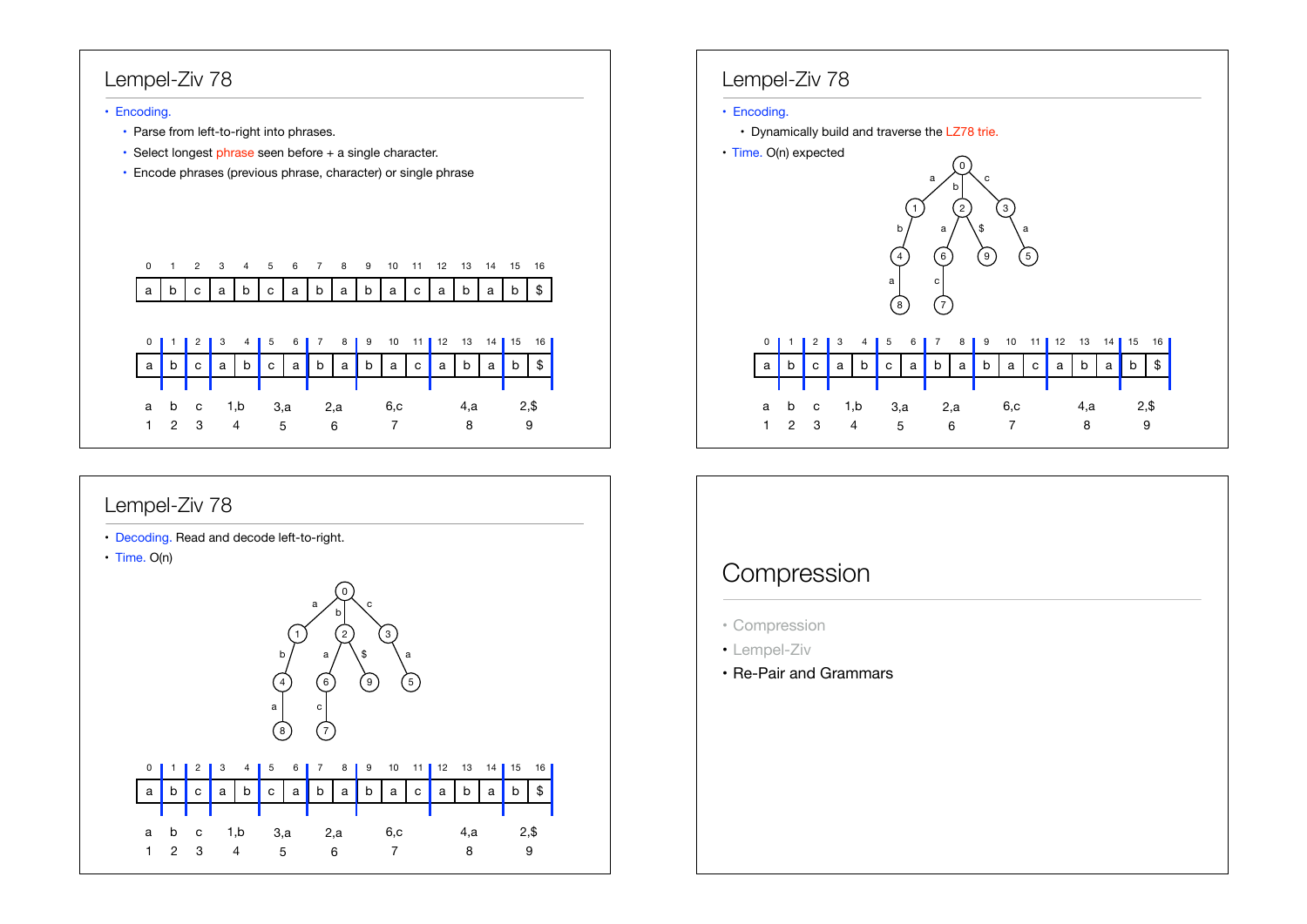## Lempel-Ziv 78

- Encoding.
  - Parse from left-to-right into phrases.
  - Select longest phrase seen before + a single character.
  - Encode phrases (previous phrase, character) or single phrase

| 0 | 1 | 2 | 3 | 4 | 5 | 6 | 7 | 8 | 9 | 10 | 11 | 12 | 13 | 14 | 15 | 16 |
|---|---|---|---|---|---|---|---|---|---|---|---|---|---|---|---|---|
| a | b | c | a | b | c | a | b | a | b | a | c | a | b | a | b | $ |

| Phrase | 1 | 2 | 3 | 4 | 5 | 6 | 7 | 8 | 9 |
|---|---|---|---|---|---|---|---|---|---|
| Positions | 0 | 1 | 2 | 3–4 | 5–6 | 7–8 | 9–11 | 12–14 | 15–16 |
| Encoding | a | b | c | 1,b | 3,a | 2,a | 6,c | 4,a | 2,$ |

## Lempel-Ziv 78

- Encoding.
  - Dynamically build and traverse the LZ78 trie.
- Time. O(n) expected

LZ78 trie edges: 0 –a→ 1, 0 –b→ 2, 0 –c→ 3, 1 –b→ 4, 4 –a→ 8, 2 –a→ 6, 6 –c→ 7, 2 –$→ 9, 3 –a→ 5

| 0 | 1 | 2 | 3 | 4 | 5 | 6 | 7 | 8 | 9 | 10 | 11 | 12 | 13 | 14 | 15 | 16 |
|---|---|---|---|---|---|---|---|---|---|---|---|---|---|---|---|---|
| a | b | c | a | b | c | a | b | a | b | a | c | a | b | a | b | $ |

| Phrase | 1 | 2 | 3 | 4 | 5 | 6 | 7 | 8 | 9 |
|---|---|---|---|---|---|---|---|---|---|
| Encoding | a | b | c | 1,b | 3,a | 2,a | 6,c | 4,a | 2,$ |

## Lempel-Ziv 78

- Decoding. Read and decode left-to-right.
- Time. O(n)

LZ78 trie edges: 0 –a→ 1, 0 –b→ 2, 0 –c→ 3, 1 –b→ 4, 4 –a→ 8, 2 –a→ 6, 6 –c→ 7, 2 –$→ 9, 3 –a→ 5

| 0 | 1 | 2 | 3 | 4 | 5 | 6 | 7 | 8 | 9 | 10 | 11 | 12 | 13 | 14 | 15 | 16 |
|---|---|---|---|---|---|---|---|---|---|---|---|---|---|---|---|---|
| a | b | c | a | b | c | a | b | a | b | a | c | a | b | a | b | $ |

| Phrase | 1 | 2 | 3 | 4 | 5 | 6 | 7 | 8 | 9 |
|---|---|---|---|---|---|---|---|---|---|
| Encoding | a | b | c | 1,b | 3,a | 2,a | 6,c | 4,a | 2,$ |

# Compression

- Compression
- Lempel-Ziv
- Re-Pair and Grammars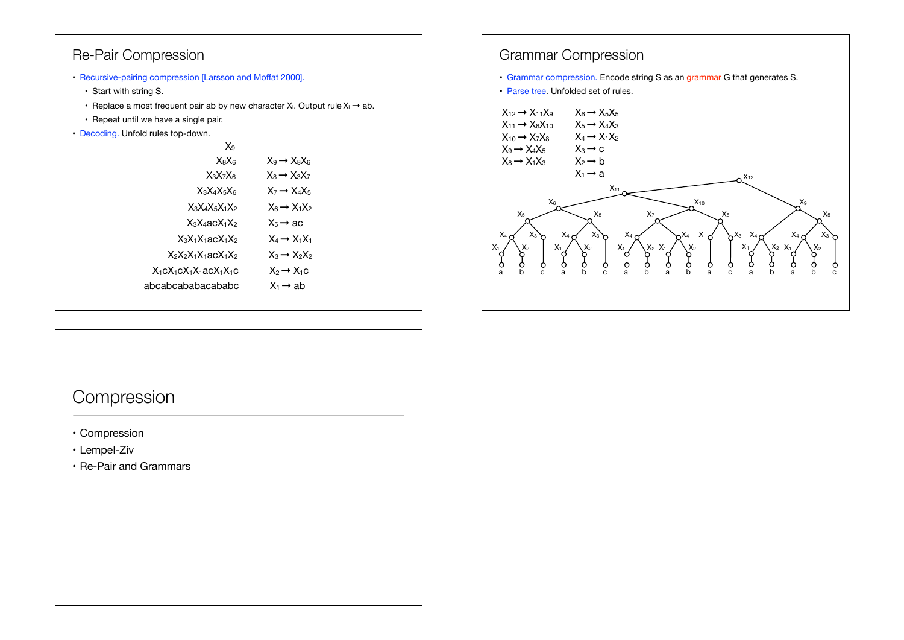## Re-Pair Compression

- Recursive-pairing compression [Larsson and Moffat 2000].
  - Start with string S.
  - Replace a most frequent pair ab by new character $X_i$. Output rule $X_i \rightarrow ab$.
  - Repeat until we have a single pair.
- Decoding. Unfold rules top-down.

| | |
|---|---|
| $X_9$ | |
| $X_8X_6$ | $X_9 \rightarrow X_8X_6$ |
| $X_3X_7X_6$ | $X_8 \rightarrow X_3X_7$ |
| $X_3X_4X_5X_6$ | $X_7 \rightarrow X_4X_5$ |
| $X_3X_4X_5X_1X_2$ | $X_6 \rightarrow X_1X_2$ |
| $X_3X_4acX_1X_2$ | $X_5 \rightarrow ac$ |
| $X_3X_1X_1acX_1X_2$ | $X_4 \rightarrow X_1X_1$ |
| $X_2X_2X_1X_1acX_1X_2$ | $X_3 \rightarrow X_2X_2$ |
| $X_1cX_1cX_1X_1acX_1X_1c$ | $X_2 \rightarrow X_1c$ |
| abcabcababacababc | $X_1 \rightarrow ab$ |

## Grammar Compression

- Grammar compression. Encode string S as an grammar G that generates S.
- Parse tree. Unfolded set of rules.

$X_{12} \rightarrow X_{11}X_9$
$X_{11} \rightarrow X_6X_{10}$
$X_{10} \rightarrow X_7X_8$
$X_9 \rightarrow X_4X_5$
$X_8 \rightarrow X_1X_3$
$X_6 \rightarrow X_5X_5$
$X_5 \rightarrow X_4X_3$
$X_4 \rightarrow X_1X_2$
$X_3 \rightarrow c$
$X_2 \rightarrow b$
$X_1 \rightarrow a$

$X_{12}$ $X_{11}$ $X_6$ $X_{10}$ $X_9$ $X_5$ $X_5$ $X_7$ $X_8$ $X_5$ $X_4$ $X_3$ $X_4$ $X_3$ $X_4$ $X_4$ $X_1$ $X_3$ $X_4$ $X_4$ $X_3$ $X_1$ $X_2$ $X_1$ $X_2$ $X_1$ $X_2$ $X_1$ $X_2$ $X_1$ $X_2$ $X_1$ $X_2$

a b c a b c a b a b a c a b a b c

## Compression

- Compression
- Lempel-Ziv
- Re-Pair and Grammars